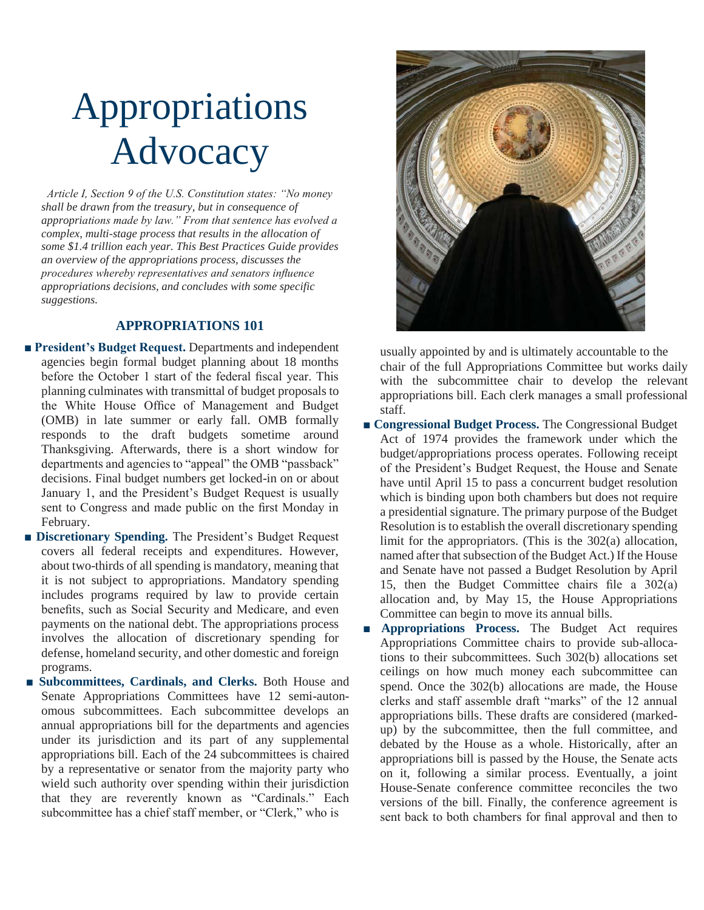# Appropriations Advocacy

*Article I, Section 9 of the U.S. Constitution states: "No money shall be drawn from the treasury, but in consequence of appropriations made by law." From that sentence has evolved a complex, multi-stage process that results in the allocation of some $1.4 trillion each year. This Best Practices Guide provides an overview of the appropriations process, discusses the procedures whereby representatives and senators influence appropriations decisions, and concludes with some specific suggestions.*

## APPROPRIATIONS 101

- **President's Budget Request.** Departments and independent agencies begin formal budget planning about 18 months before the October 1 start of the federal fiscal year. This planning culminates with transmittal of budget proposals to the White House Office of Management and Budget (OMB) in late summer or early fall. OMB formally responds to the draft budgets sometime around Thanksgiving. Afterwards, there is a short window for departments and agencies to "appeal" the OMB "passback" decisions. Final budget numbers get locked-in on or about January 1, and the President's Budget Request is usually sent to Congress and made public on the first Monday in February.
- **Discretionary Spending.** The President's Budget Request covers all federal receipts and expenditures. However, about two-thirds of all spending is mandatory, meaning that it is not subject to appropriations. Mandatory spending includes programs required by law to provide certain benefits, such as Social Security and Medicare, and even payments on the national debt. The appropriations process involves the allocation of discretionary spending for defense, homeland security, and other domestic and foreign programs.
- **Subcommittees, Cardinals, and Clerks.** Both House and Senate Appropriations Committees have 12 semi-autonomous subcommittees. Each subcommittee develops an annual appropriations bill for the departments and agencies under its jurisdiction and its part of any supplemental appropriations bill. Each of the 24 subcommittees is chaired by a representative or senator from the majority party who wield such authority over spending within their jurisdiction that they are reverently known as "Cardinals." Each subcommittee has a chief staff member, or "Clerk," who is usually appointed by and is ultimately accountable to the chair of the full Appropriations Committee but works daily with the subcommittee chair to develop the relevant appropriations bill. Each clerk manages a small professional staff.
- **Congressional Budget Process.** The Congressional Budget Act of 1974 provides the framework under which the budget/appropriations process operates. Following receipt of the President's Budget Request, the House and Senate have until April 15 to pass a concurrent budget resolution which is binding upon both chambers but does not require a presidential signature. The primary purpose of the Budget Resolution is to establish the overall discretionary spending limit for the appropriators. (This is the 302(a) allocation, named after that subsection of the Budget Act.) If the House and Senate have not passed a Budget Resolution by April 15, then the Budget Committee chairs file a 302(a) allocation and, by May 15, the House Appropriations Committee can begin to move its annual bills.
- **Appropriations Process.** The Budget Act requires Appropriations Committee chairs to provide sub-allocations to their subcommittees. Such 302(b) allocations set ceilings on how much money each subcommittee can spend. Once the 302(b) allocations are made, the House clerks and staff assemble draft "marks" of the 12 annual appropriations bills. These drafts are considered (marked-up) by the subcommittee, then the full committee, and debated by the House as a whole. Historically, after an appropriations bill is passed by the House, the Senate acts on it, following a similar process. Eventually, a joint House-Senate conference committee reconciles the two versions of the bill. Finally, the conference agreement is sent back to both chambers for final approval and then to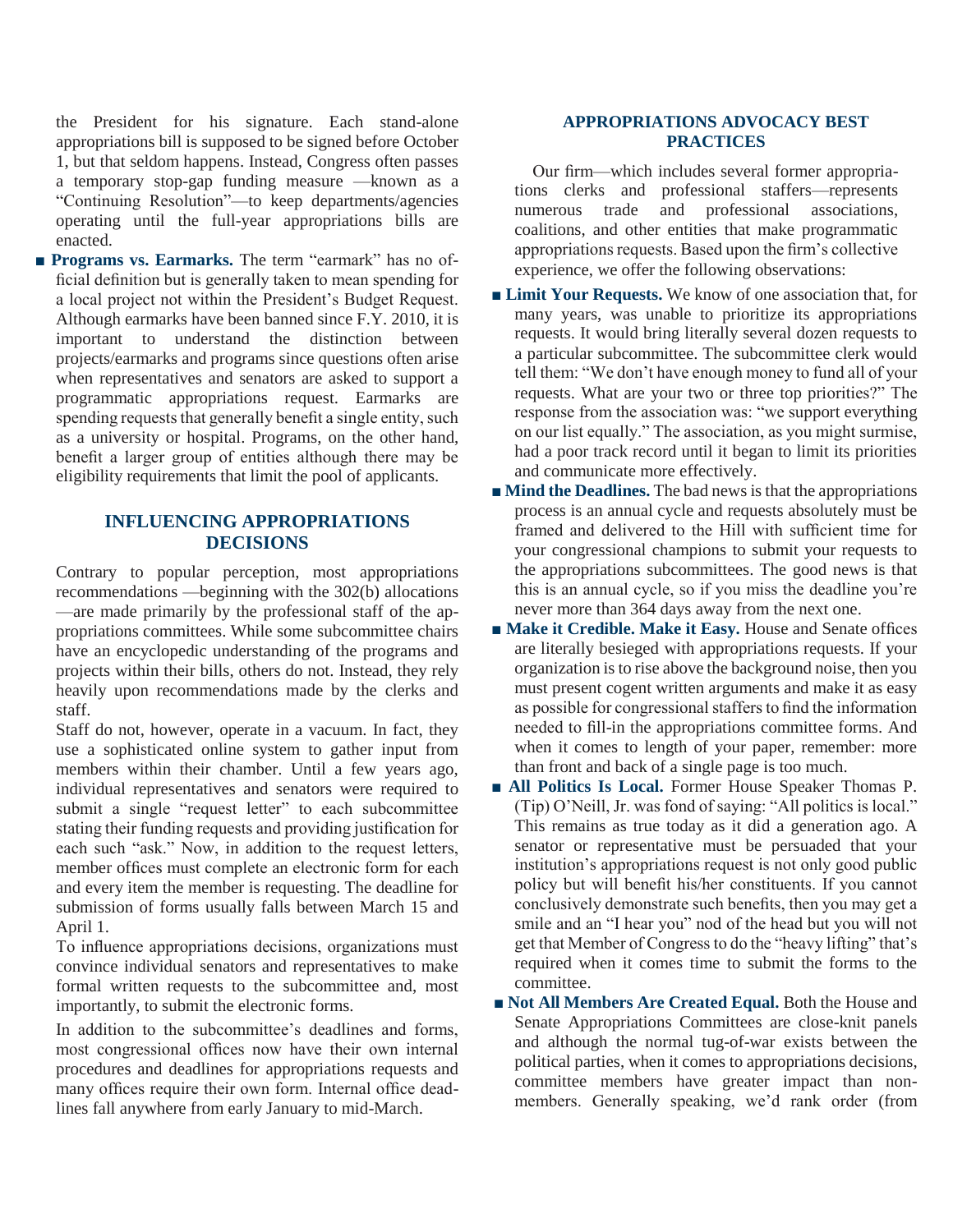the President for his signature. Each stand-alone appropriations bill is supposed to be signed before October 1, but that seldom happens. Instead, Congress often passes a temporary stop-gap funding measure —known as a "Continuing Resolution"—to keep departments/agencies operating until the full-year appropriations bills are enacted.

■ **Programs vs. Earmarks.** The term "earmark" has no official definition but is generally taken to mean spending for a local project not within the President's Budget Request. Although earmarks have been banned since F.Y. 2010, it is important to understand the distinction between projects/earmarks and programs since questions often arise when representatives and senators are asked to support a programmatic appropriations request. Earmarks are spending requests that generally benefit a single entity, such as a university or hospital. Programs, on the other hand, benefit a larger group of entities although there may be eligibility requirements that limit the pool of applicants.

## INFLUENCING APPROPRIATIONS DECISIONS

Contrary to popular perception, most appropriations recommendations —beginning with the 302(b) allocations —are made primarily by the professional staff of the appropriations committees. While some subcommittee chairs have an encyclopedic understanding of the programs and projects within their bills, others do not. Instead, they rely heavily upon recommendations made by the clerks and staff.

Staff do not, however, operate in a vacuum. In fact, they use a sophisticated online system to gather input from members within their chamber. Until a few years ago, individual representatives and senators were required to submit a single "request letter" to each subcommittee stating their funding requests and providing justification for each such "ask." Now, in addition to the request letters, member offices must complete an electronic form for each and every item the member is requesting. The deadline for submission of forms usually falls between March 15 and April 1.

To influence appropriations decisions, organizations must convince individual senators and representatives to make formal written requests to the subcommittee and, most importantly, to submit the electronic forms.

In addition to the subcommittee's deadlines and forms, most congressional offices now have their own internal procedures and deadlines for appropriations requests and many offices require their own form. Internal office deadlines fall anywhere from early January to mid-March.

## APPROPRIATIONS ADVOCACY BEST PRACTICES

Our firm—which includes several former appropriations clerks and professional staffers—represents numerous trade and professional associations, coalitions, and other entities that make programmatic appropriations requests. Based upon the firm's collective experience, we offer the following observations:

■ **Limit Your Requests.** We know of one association that, for many years, was unable to prioritize its appropriations requests. It would bring literally several dozen requests to a particular subcommittee. The subcommittee clerk would tell them: "We don't have enough money to fund all of your requests. What are your two or three top priorities?" The response from the association was: "we support everything on our list equally." The association, as you might surmise, had a poor track record until it began to limit its priorities and communicate more effectively.

■ **Mind the Deadlines.** The bad news is that the appropriations process is an annual cycle and requests absolutely must be framed and delivered to the Hill with sufficient time for your congressional champions to submit your requests to the appropriations subcommittees. The good news is that this is an annual cycle, so if you miss the deadline you're never more than 364 days away from the next one.

■ **Make it Credible. Make it Easy.** House and Senate offices are literally besieged with appropriations requests. If your organization is to rise above the background noise, then you must present cogent written arguments and make it as easy as possible for congressional staffers to find the information needed to fill-in the appropriations committee forms. And when it comes to length of your paper, remember: more than front and back of a single page is too much.

■ **All Politics Is Local.** Former House Speaker Thomas P. (Tip) O'Neill, Jr. was fond of saying: "All politics is local." This remains as true today as it did a generation ago. A senator or representative must be persuaded that your institution's appropriations request is not only good public policy but will benefit his/her constituents. If you cannot conclusively demonstrate such benefits, then you may get a smile and an "I hear you" nod of the head but you will not get that Member of Congress to do the "heavy lifting" that's required when it comes time to submit the forms to the committee.

■ **Not All Members Are Created Equal.** Both the House and Senate Appropriations Committees are close-knit panels and although the normal tug-of-war exists between the political parties, when it comes to appropriations decisions, committee members have greater impact than non-members. Generally speaking, we'd rank order (from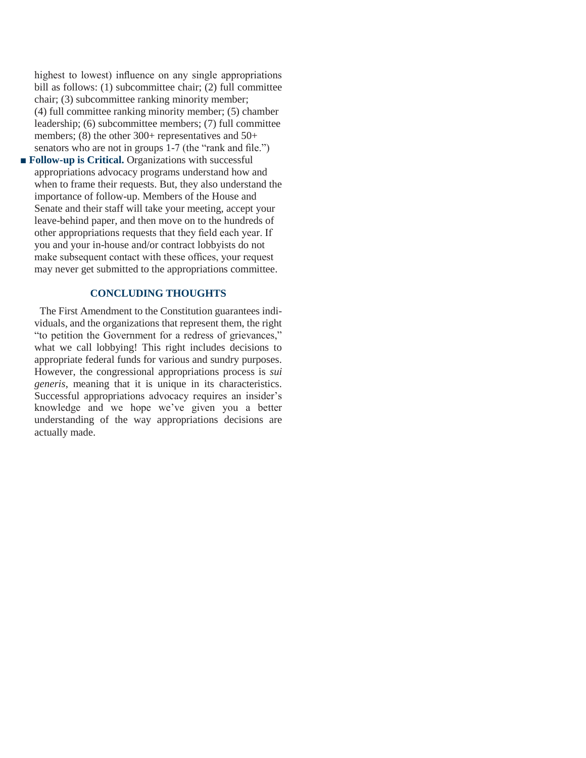highest to lowest) influence on any single appropriations bill as follows: (1) subcommittee chair; (2) full committee chair; (3) subcommittee ranking minority member; (4) full committee ranking minority member; (5) chamber leadership; (6) subcommittee members; (7) full committee members; (8) the other 300+ representatives and 50+ senators who are not in groups 1-7 (the "rank and file.")

- **Follow-up is Critical.** Organizations with successful appropriations advocacy programs understand how and when to frame their requests. But, they also understand the importance of follow-up. Members of the House and Senate and their staff will take your meeting, accept your leave-behind paper, and then move on to the hundreds of other appropriations requests that they field each year. If you and your in-house and/or contract lobbyists do not make subsequent contact with these offices, your request may never get submitted to the appropriations committee.

## CONCLUDING THOUGHTS

The First Amendment to the Constitution guarantees individuals, and the organizations that represent them, the right "to petition the Government for a redress of grievances," what we call lobbying! This right includes decisions to appropriate federal funds for various and sundry purposes. However, the congressional appropriations process is *sui generis*, meaning that it is unique in its characteristics. Successful appropriations advocacy requires an insider's knowledge and we hope we've given you a better understanding of the way appropriations decisions are actually made.